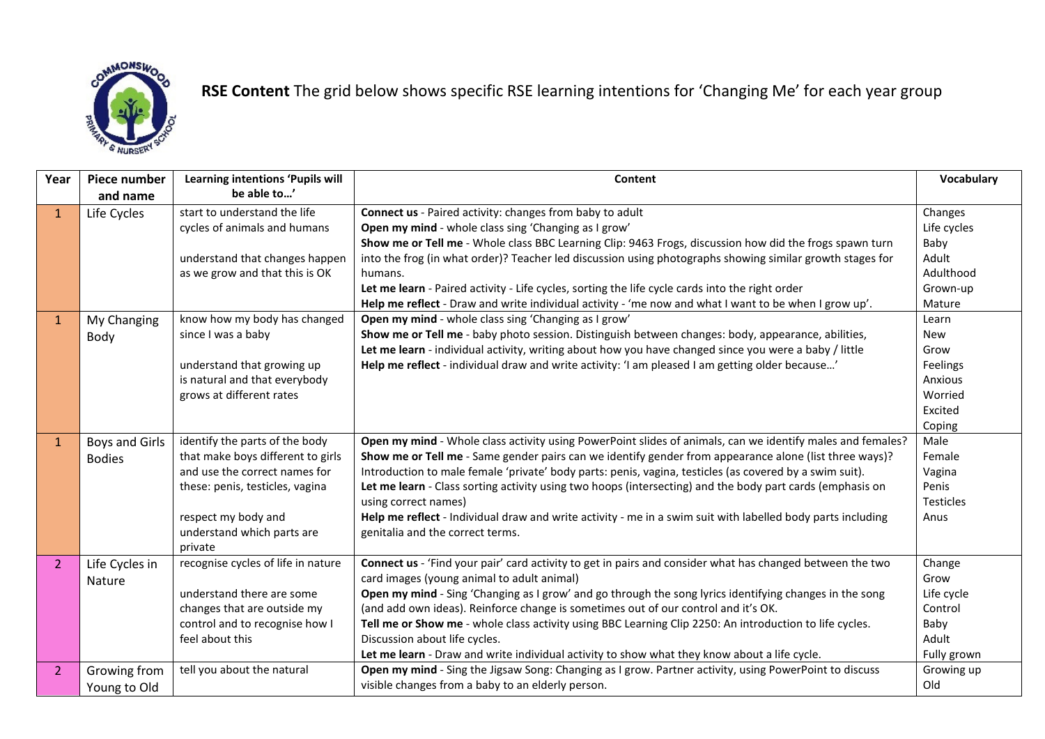**RSE Content** The grid below shows specific RSE learning intentions for 'Changing Me' for each year group

| Year | Piece number and name | Learning intentions 'Pupils will be able to…' | Content | Vocabulary |
|---|---|---|---|---|
| 1 | Life Cycles | start to understand the life cycles of animals and humans<br><br>understand that changes happen as we grow and that this is OK | **Connect us** - Paired activity: changes from baby to adult<br>**Open my mind** - whole class sing 'Changing as I grow'<br>**Show me or Tell me** - Whole class BBC Learning Clip: 9463 Frogs, discussion how did the frogs spawn turn into the frog (in what order)? Teacher led discussion using photographs showing similar growth stages for humans.<br>**Let me learn** - Paired activity - Life cycles, sorting the life cycle cards into the right order<br>**Help me reflect** - Draw and write individual activity - 'me now and what I want to be when I grow up'. | Changes<br>Life cycles<br>Baby<br>Adult<br>Adulthood<br>Grown-up<br>Mature |
| 1 | My Changing Body | know how my body has changed since I was a baby<br><br>understand that growing up is natural and that everybody grows at different rates | **Open my mind** - whole class sing 'Changing as I grow'<br>**Show me or Tell me** - baby photo session. Distinguish between changes: body, appearance, abilities,<br>**Let me learn** - individual activity, writing about how you have changed since you were a baby / little<br>**Help me reflect** - individual draw and write activity: 'I am pleased I am getting older because…' | Learn<br>New<br>Grow<br>Feelings<br>Anxious<br>Worried<br>Excited<br>Coping |
| 1 | Boys and Girls Bodies | identify the parts of the body that make boys different to girls and use the correct names for these: penis, testicles, vagina<br><br>respect my body and understand which parts are private | **Open my mind** - Whole class activity using PowerPoint slides of animals, can we identify males and females?<br>**Show me or Tell me** - Same gender pairs can we identify gender from appearance alone (list three ways)? Introduction to male female 'private' body parts: penis, vagina, testicles (as covered by a swim suit).<br>**Let me learn** - Class sorting activity using two hoops (intersecting) and the body part cards (emphasis on using correct names)<br>**Help me reflect** - Individual draw and write activity - me in a swim suit with labelled body parts including genitalia and the correct terms. | Male<br>Female<br>Vagina<br>Penis<br>Testicles<br>Anus |
| 2 | Life Cycles in Nature | recognise cycles of life in nature<br><br>understand there are some changes that are outside my control and to recognise how I feel about this | **Connect us** - 'Find your pair' card activity to get in pairs and consider what has changed between the two card images (young animal to adult animal)<br>**Open my mind** - Sing 'Changing as I grow' and go through the song lyrics identifying changes in the song (and add own ideas). Reinforce change is sometimes out of our control and it's OK.<br>**Tell me or Show me** - whole class activity using BBC Learning Clip 2250: An introduction to life cycles. Discussion about life cycles.<br>**Let me learn** - Draw and write individual activity to show what they know about a life cycle. | Change<br>Grow<br>Life cycle<br>Control<br>Baby<br>Adult<br>Fully grown |
| 2 | Growing from Young to Old | tell you about the natural | **Open my mind** - Sing the Jigsaw Song: Changing as I grow. Partner activity, using PowerPoint to discuss visible changes from a baby to an elderly person. | Growing up<br>Old |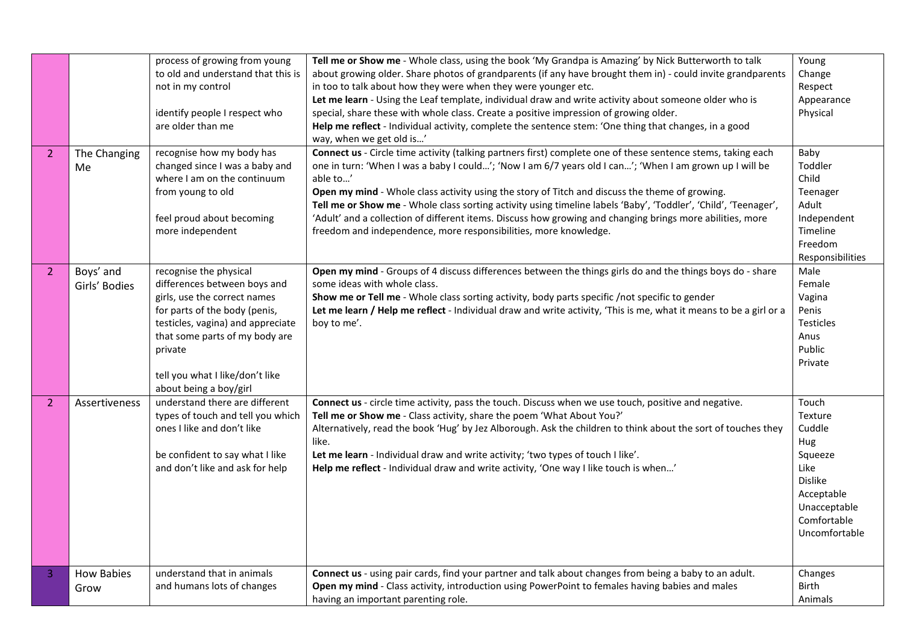| | | | | |
|---|---|---|---|---|
| | | process of growing from young to old and understand that this is not in my control<br><br>identify people I respect who are older than me | **Tell me or Show me** - Whole class, using the book 'My Grandpa is Amazing' by Nick Butterworth to talk about growing older. Share photos of grandparents (if any have brought them in) - could invite grandparents in too to talk about how they were when they were younger etc.<br>**Let me learn** - Using the Leaf template, individual draw and write activity about someone older who is special, share these with whole class. Create a positive impression of growing older.<br>**Help me reflect** - Individual activity, complete the sentence stem: 'One thing that changes, in a good way, when we get old is…' | Young<br>Change<br>Respect<br>Appearance<br>Physical |
| 2 | The Changing Me | recognise how my body has changed since I was a baby and where I am on the continuum from young to old<br><br>feel proud about becoming more independent | **Connect us** - Circle time activity (talking partners first) complete one of these sentence stems, taking each one in turn: 'When I was a baby I could…'; 'Now I am 6/7 years old I can…'; 'When I am grown up I will be able to…'<br>**Open my mind** - Whole class activity using the story of Titch and discuss the theme of growing.<br>**Tell me or Show me** - Whole class sorting activity using timeline labels 'Baby', 'Toddler', 'Child', 'Teenager', 'Adult' and a collection of different items. Discuss how growing and changing brings more abilities, more freedom and independence, more responsibilities, more knowledge. | Baby<br>Toddler<br>Child<br>Teenager<br>Adult<br>Independent<br>Timeline<br>Freedom<br>Responsibilities |
| 2 | Boys' and Girls' Bodies | recognise the physical differences between boys and girls, use the correct names for parts of the body (penis, testicles, vagina) and appreciate that some parts of my body are private<br><br>tell you what I like/don't like about being a boy/girl | **Open my mind** - Groups of 4 discuss differences between the things girls do and the things boys do - share some ideas with whole class.<br>**Show me or Tell me** - Whole class sorting activity, body parts specific /not specific to gender<br>**Let me learn / Help me reflect** - Individual draw and write activity, 'This is me, what it means to be a girl or a boy to me'. | Male<br>Female<br>Vagina<br>Penis<br>Testicles<br>Anus<br>Public<br>Private |
| 2 | Assertiveness | understand there are different types of touch and tell you which ones I like and don't like<br><br>be confident to say what I like and don't like and ask for help | **Connect us** - circle time activity, pass the touch. Discuss when we use touch, positive and negative.<br>**Tell me or Show me** - Class activity, share the poem 'What About You?'<br>Alternatively, read the book 'Hug' by Jez Alborough. Ask the children to think about the sort of touches they like.<br>**Let me learn** - Individual draw and write activity; 'two types of touch I like'.<br>**Help me reflect** - Individual draw and write activity, 'One way I like touch is when…' | Touch<br>Texture<br>Cuddle<br>Hug<br>Squeeze<br>Like<br>Dislike<br>Acceptable<br>Unacceptable<br>Comfortable<br>Uncomfortable |
| 3 | How Babies Grow | understand that in animals and humans lots of changes | **Connect us** - using pair cards, find your partner and talk about changes from being a baby to an adult.<br>**Open my mind** - Class activity, introduction using PowerPoint to females having babies and males having an important parenting role. | Changes<br>Birth<br>Animals |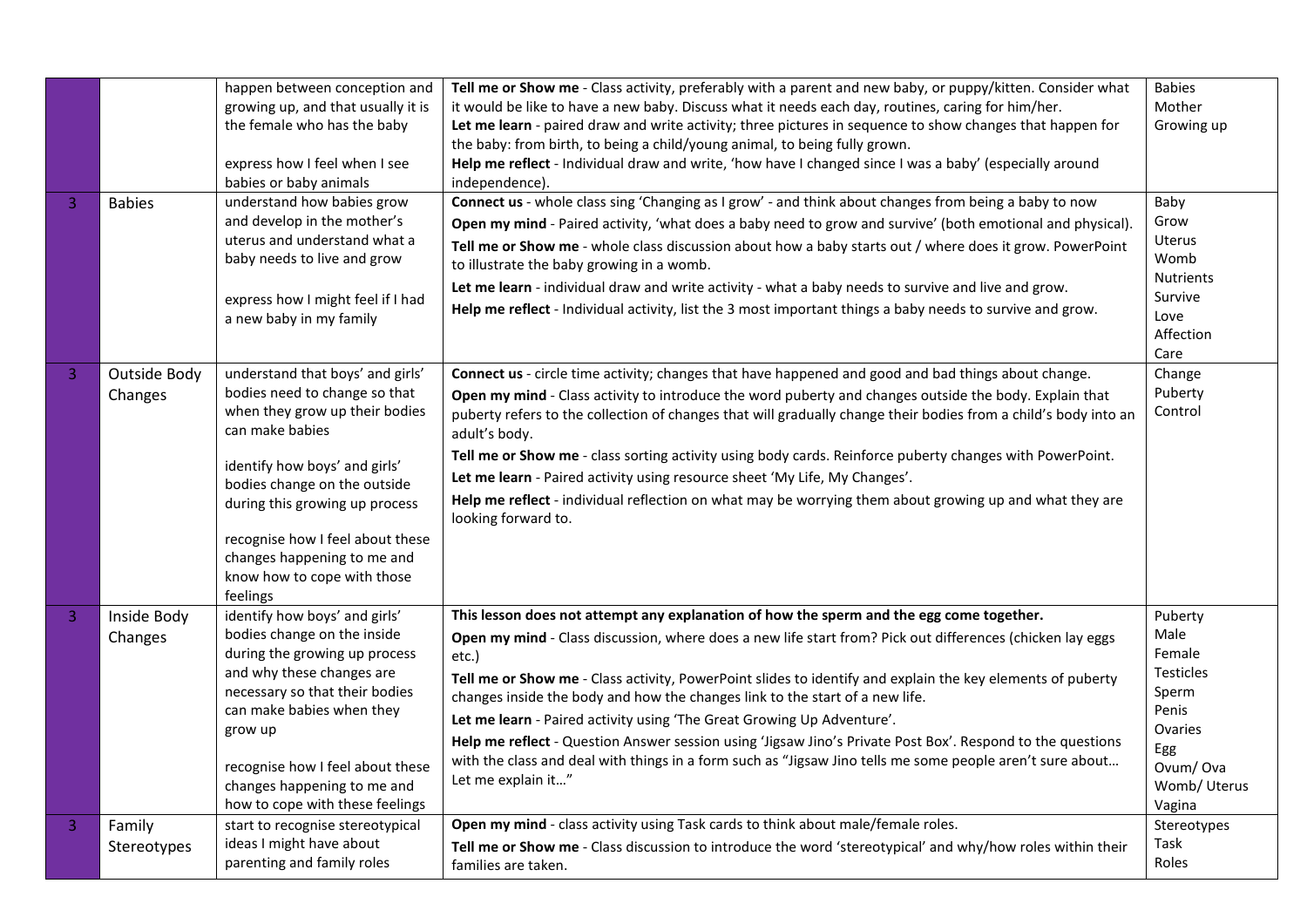| | | | | |
|---|---|---|---|---|
| | | happen between conception and growing up, and that usually it is the female who has the baby<br><br>express how I feel when I see babies or baby animals | **Tell me or Show me** - Class activity, preferably with a parent and new baby, or puppy/kitten. Consider what it would be like to have a new baby. Discuss what it needs each day, routines, caring for him/her.<br>**Let me learn** - paired draw and write activity; three pictures in sequence to show changes that happen for the baby: from birth, to being a child/young animal, to being fully grown.<br>**Help me reflect** - Individual draw and write, 'how have I changed since I was a baby' (especially around independence). | Babies<br>Mother<br>Growing up |
| 3 | Babies | understand how babies grow and develop in the mother's uterus and understand what a baby needs to live and grow<br><br>express how I might feel if I had a new baby in my family | **Connect us** - whole class sing 'Changing as I grow' - and think about changes from being a baby to now<br>**Open my mind** - Paired activity, 'what does a baby need to grow and survive' (both emotional and physical).<br>**Tell me or Show me** - whole class discussion about how a baby starts out / where does it grow. PowerPoint to illustrate the baby growing in a womb.<br>**Let me learn** - individual draw and write activity - what a baby needs to survive and live and grow.<br>**Help me reflect** - Individual activity, list the 3 most important things a baby needs to survive and grow. | Baby<br>Grow<br>Uterus<br>Womb<br>Nutrients<br>Survive<br>Love<br>Affection<br>Care |
| 3 | Outside Body Changes | understand that boys' and girls' bodies need to change so that when they grow up their bodies can make babies<br><br>identify how boys' and girls' bodies change on the outside during this growing up process<br><br>recognise how I feel about these changes happening to me and know how to cope with those feelings | **Connect us** - circle time activity; changes that have happened and good and bad things about change.<br>**Open my mind** - Class activity to introduce the word puberty and changes outside the body. Explain that puberty refers to the collection of changes that will gradually change their bodies from a child's body into an adult's body.<br>**Tell me or Show me** - class sorting activity using body cards. Reinforce puberty changes with PowerPoint.<br>**Let me learn** - Paired activity using resource sheet 'My Life, My Changes'.<br>**Help me reflect** - individual reflection on what may be worrying them about growing up and what they are looking forward to. | Change<br>Puberty<br>Control |
| 3 | Inside Body Changes | identify how boys' and girls' bodies change on the inside during the growing up process and why these changes are necessary so that their bodies can make babies when they grow up<br><br>recognise how I feel about these changes happening to me and how to cope with these feelings | **This lesson does not attempt any explanation of how the sperm and the egg come together.**<br>**Open my mind** - Class discussion, where does a new life start from? Pick out differences (chicken lay eggs etc.)<br>**Tell me or Show me** - Class activity, PowerPoint slides to identify and explain the key elements of puberty changes inside the body and how the changes link to the start of a new life.<br>**Let me learn** - Paired activity using 'The Great Growing Up Adventure'.<br>**Help me reflect** - Question Answer session using 'Jigsaw Jino's Private Post Box'. Respond to the questions with the class and deal with things in a form such as "Jigsaw Jino tells me some people aren't sure about… Let me explain it…" | Puberty<br>Male<br>Female<br>Testicles<br>Sperm<br>Penis<br>Ovaries<br>Egg<br>Ovum/ Ova<br>Womb/ Uterus<br>Vagina |
| 3 | Family Stereotypes | start to recognise stereotypical ideas I might have about parenting and family roles | **Open my mind** - class activity using Task cards to think about male/female roles.<br>**Tell me or Show me** - Class discussion to introduce the word 'stereotypical' and why/how roles within their families are taken. | Stereotypes<br>Task<br>Roles |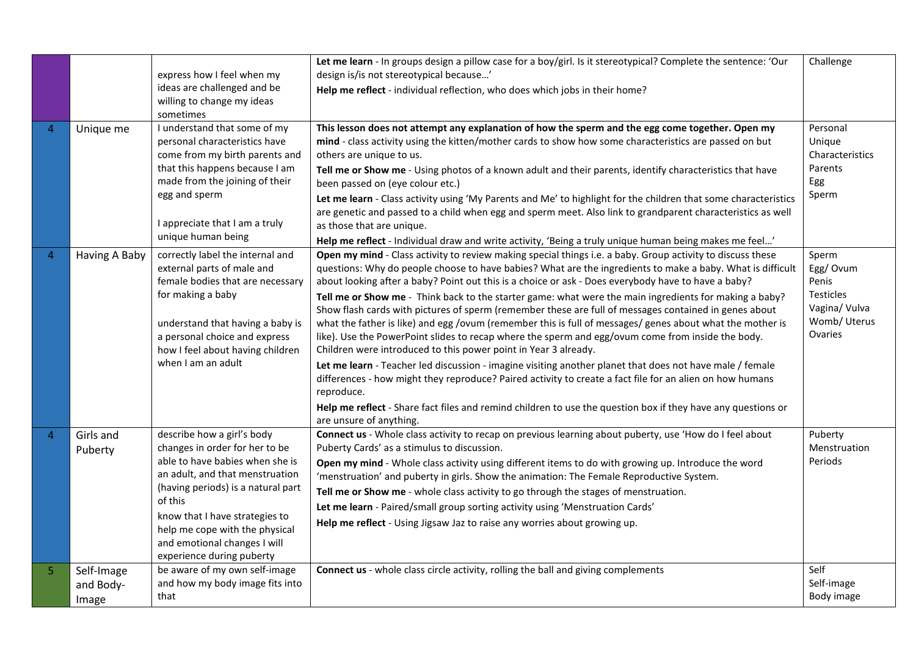| | | | | |
|---|---|---|---|---|
| | | express how I feel when my ideas are challenged and be willing to change my ideas sometimes | **Let me learn** - In groups design a pillow case for a boy/girl. Is it stereotypical? Complete the sentence: 'Our design is/is not stereotypical because…'<br>**Help me reflect** - individual reflection, who does which jobs in their home? | Challenge |
| 4 | Unique me | I understand that some of my personal characteristics have come from my birth parents and that this happens because I am made from the joining of their egg and sperm<br><br>I appreciate that I am a truly unique human being | **This lesson does not attempt any explanation of how the sperm and the egg come together. Open my mind** - class activity using the kitten/mother cards to show how some characteristics are passed on but others are unique to us.<br>**Tell me or Show me** - Using photos of a known adult and their parents, identify characteristics that have been passed on (eye colour etc.)<br>**Let me learn** - Class activity using 'My Parents and Me' to highlight for the children that some characteristics are genetic and passed to a child when egg and sperm meet. Also link to grandparent characteristics as well as those that are unique.<br>**Help me reflect** - Individual draw and write activity, 'Being a truly unique human being makes me feel…' | Personal<br>Unique<br>Characteristics<br>Parents<br>Egg<br>Sperm |
| 4 | Having A Baby | correctly label the internal and external parts of male and female bodies that are necessary for making a baby<br><br>understand that having a baby is a personal choice and express how I feel about having children when I am an adult | **Open my mind** - Class activity to review making special things i.e. a baby. Group activity to discuss these questions: Why do people choose to have babies? What are the ingredients to make a baby. What is difficult about looking after a baby? Point out this is a choice or ask - Does everybody have to have a baby?<br>**Tell me or Show me** - Think back to the starter game: what were the main ingredients for making a baby? Show flash cards with pictures of sperm (remember these are full of messages contained in genes about what the father is like) and egg /ovum (remember this is full of messages/ genes about what the mother is like). Use the PowerPoint slides to recap where the sperm and egg/ovum come from inside the body. Children were introduced to this power point in Year 3 already.<br>**Let me learn** - Teacher led discussion - imagine visiting another planet that does not have male / female differences - how might they reproduce? Paired activity to create a fact file for an alien on how humans reproduce.<br>**Help me reflect** - Share fact files and remind children to use the question box if they have any questions or are unsure of anything. | Sperm<br>Egg/ Ovum<br>Penis<br>Testicles<br>Vagina/ Vulva<br>Womb/ Uterus<br>Ovaries |
| 4 | Girls and Puberty | describe how a girl's body changes in order for her to be able to have babies when she is an adult, and that menstruation (having periods) is a natural part of this<br>know that I have strategies to help me cope with the physical and emotional changes I will experience during puberty | **Connect us** - Whole class activity to recap on previous learning about puberty, use 'How do I feel about Puberty Cards' as a stimulus to discussion.<br>**Open my mind** - Whole class activity using different items to do with growing up. Introduce the word 'menstruation' and puberty in girls. Show the animation: The Female Reproductive System.<br>**Tell me or Show me** - whole class activity to go through the stages of menstruation.<br>**Let me learn** - Paired/small group sorting activity using 'Menstruation Cards'<br>**Help me reflect** - Using Jigsaw Jaz to raise any worries about growing up. | Puberty<br>Menstruation<br>Periods |
| 5 | Self-Image and Body-Image | be aware of my own self-image and how my body image fits into that | **Connect us** - whole class circle activity, rolling the ball and giving complements | Self<br>Self-image<br>Body image |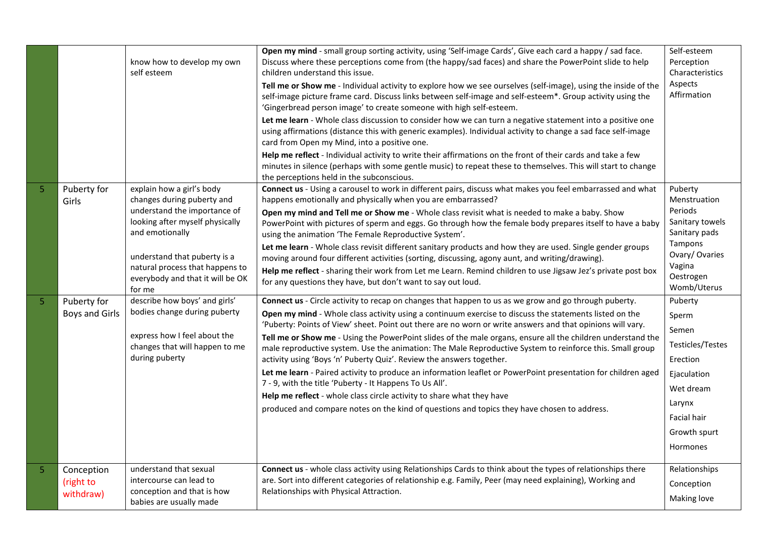| | | | | |
|---|---|---|---|---|
| | | know how to develop my own self esteem | **Open my mind** - small group sorting activity, using 'Self-image Cards', Give each card a happy / sad face. Discuss where these perceptions come from (the happy/sad faces) and share the PowerPoint slide to help children understand this issue.<br>**Tell me or Show me** - Individual activity to explore how we see ourselves (self-image), using the inside of the self-image picture frame card. Discuss links between self-image and self-esteem*. Group activity using the 'Gingerbread person image' to create someone with high self-esteem.<br>**Let me learn** - Whole class discussion to consider how we can turn a negative statement into a positive one using affirmations (distance this with generic examples). Individual activity to change a sad face self-image card from Open my Mind, into a positive one.<br>**Help me reflect** - Individual activity to write their affirmations on the front of their cards and take a few minutes in silence (perhaps with some gentle music) to repeat these to themselves. This will start to change the perceptions held in the subconscious. | Self-esteem<br>Perception<br>Characteristics<br>Aspects<br>Affirmation |
| 5 | Puberty for Girls | explain how a girl's body changes during puberty and understand the importance of looking after myself physically and emotionally<br><br>understand that puberty is a natural process that happens to everybody and that it will be OK for me | **Connect us** - Using a carousel to work in different pairs, discuss what makes you feel embarrassed and what happens emotionally and physically when you are embarrassed?<br>**Open my mind and Tell me or Show me** - Whole class revisit what is needed to make a baby. Show PowerPoint with pictures of sperm and eggs. Go through how the female body prepares itself to have a baby using the animation 'The Female Reproductive System'.<br>**Let me learn** - Whole class revisit different sanitary products and how they are used. Single gender groups moving around four different activities (sorting, discussing, agony aunt, and writing/drawing).<br>**Help me reflect** - sharing their work from Let me Learn. Remind children to use Jigsaw Jez's private post box for any questions they have, but don't want to say out loud. | Puberty<br>Menstruation<br>Periods<br>Sanitary towels<br>Sanitary pads<br>Tampons<br>Ovary/ Ovaries<br>Vagina<br>Oestrogen<br>Womb/Uterus |
| 5 | Puberty for Boys and Girls | describe how boys' and girls' bodies change during puberty<br><br>express how I feel about the changes that will happen to me during puberty | **Connect us** - Circle activity to recap on changes that happen to us as we grow and go through puberty.<br>**Open my mind** - Whole class activity using a continuum exercise to discuss the statements listed on the 'Puberty: Points of View' sheet. Point out there are no worn or write answers and that opinions will vary.<br>**Tell me or Show me** - Using the PowerPoint slides of the male organs, ensure all the children understand the male reproductive system. Use the animation: The Male Reproductive System to reinforce this. Small group activity using 'Boys 'n' Puberty Quiz'. Review the answers together.<br>**Let me learn** - Paired activity to produce an information leaflet or PowerPoint presentation for children aged 7 - 9, with the title 'Puberty - It Happens To Us All'.<br>**Help me reflect** - whole class circle activity to share what they have produced and compare notes on the kind of questions and topics they have chosen to address. | Puberty<br>Sperm<br>Semen<br>Testicles/Testes<br>Erection<br>Ejaculation<br>Wet dream<br>Larynx<br>Facial hair<br>Growth spurt<br>Hormones |
| 5 | Conception (right to withdraw) | understand that sexual intercourse can lead to conception and that is how babies are usually made | **Connect us** - whole class activity using Relationships Cards to think about the types of relationships there are. Sort into different categories of relationship e.g. Family, Peer (may need explaining), Working and Relationships with Physical Attraction. | Relationships<br>Conception<br>Making love |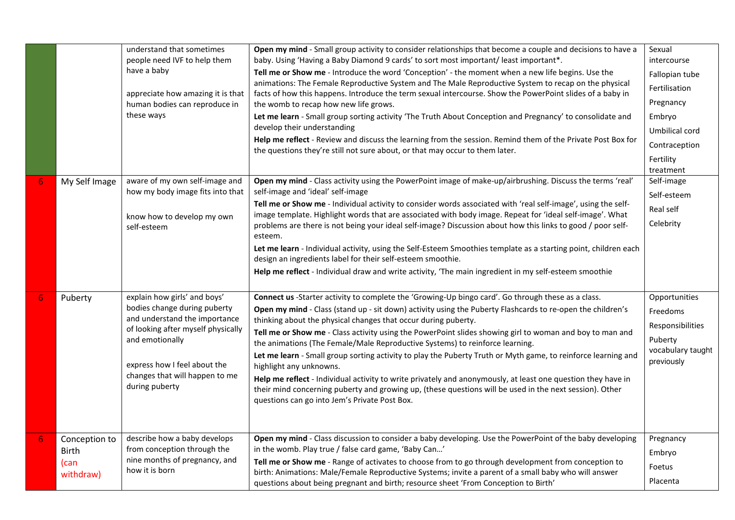| | | | | |
|---|---|---|---|---|
| | | understand that sometimes people need IVF to help them have a baby<br><br>appreciate how amazing it is that human bodies can reproduce in these ways | **Open my mind** - Small group activity to consider relationships that become a couple and decisions to have a baby. Using 'Having a Baby Diamond 9 cards' to sort most important/ least important*.<br>**Tell me or Show me** - Introduce the word 'Conception' - the moment when a new life begins. Use the animations: The Female Reproductive System and The Male Reproductive System to recap on the physical facts of how this happens. Introduce the term sexual intercourse. Show the PowerPoint slides of a baby in the womb to recap how new life grows.<br>**Let me learn** - Small group sorting activity 'The Truth About Conception and Pregnancy' to consolidate and develop their understanding<br>**Help me reflect** - Review and discuss the learning from the session. Remind them of the Private Post Box for the questions they're still not sure about, or that may occur to them later. | Sexual intercourse<br>Fallopian tube<br>Fertilisation<br>Pregnancy<br>Embryo<br>Umbilical cord<br>Contraception<br>Fertility treatment |
| 6 | My Self Image | aware of my own self-image and how my body image fits into that<br><br>know how to develop my own self-esteem | **Open my mind** - Class activity using the PowerPoint image of make-up/airbrushing. Discuss the terms 'real' self-image and 'ideal' self-image<br>**Tell me or Show me** - Individual activity to consider words associated with 'real self-image', using the self-image template. Highlight words that are associated with body image. Repeat for 'ideal self-image'. What problems are there is not being your ideal self-image? Discussion about how this links to good / poor self-esteem.<br>**Let me learn** - Individual activity, using the Self-Esteem Smoothies template as a starting point, children each design an ingredients label for their self-esteem smoothie.<br>**Help me reflect** - Individual draw and write activity, 'The main ingredient in my self-esteem smoothie | Self-image<br>Self-esteem<br>Real self<br>Celebrity |
| 6 | Puberty | explain how girls' and boys' bodies change during puberty and understand the importance of looking after myself physically and emotionally<br><br>express how I feel about the changes that will happen to me during puberty | **Connect us** -Starter activity to complete the 'Growing-Up bingo card'. Go through these as a class.<br>**Open my mind** - Class (stand up - sit down) activity using the Puberty Flashcards to re-open the children's thinking about the physical changes that occur during puberty.<br>**Tell me or Show me** - Class activity using the PowerPoint slides showing girl to woman and boy to man and the animations (The Female/Male Reproductive Systems) to reinforce learning.<br>**Let me learn** - Small group sorting activity to play the Puberty Truth or Myth game, to reinforce learning and highlight any unknowns.<br>**Help me reflect** - Individual activity to write privately and anonymously, at least one question they have in their mind concerning puberty and growing up, (these questions will be used in the next session). Other questions can go into Jem's Private Post Box. | Opportunities<br>Freedoms<br>Responsibilities<br>Puberty vocabulary taught previously |
| 6 | Conception to Birth (can withdraw) | describe how a baby develops from conception through the nine months of pregnancy, and how it is born | **Open my mind** - Class discussion to consider a baby developing. Use the PowerPoint of the baby developing in the womb. Play true / false card game, 'Baby Can…'<br>**Tell me or Show me** - Range of activates to choose from to go through development from conception to birth: Animations: Male/Female Reproductive Systems; invite a parent of a small baby who will answer questions about being pregnant and birth; resource sheet 'From Conception to Birth' | Pregnancy<br>Embryo<br>Foetus<br>Placenta |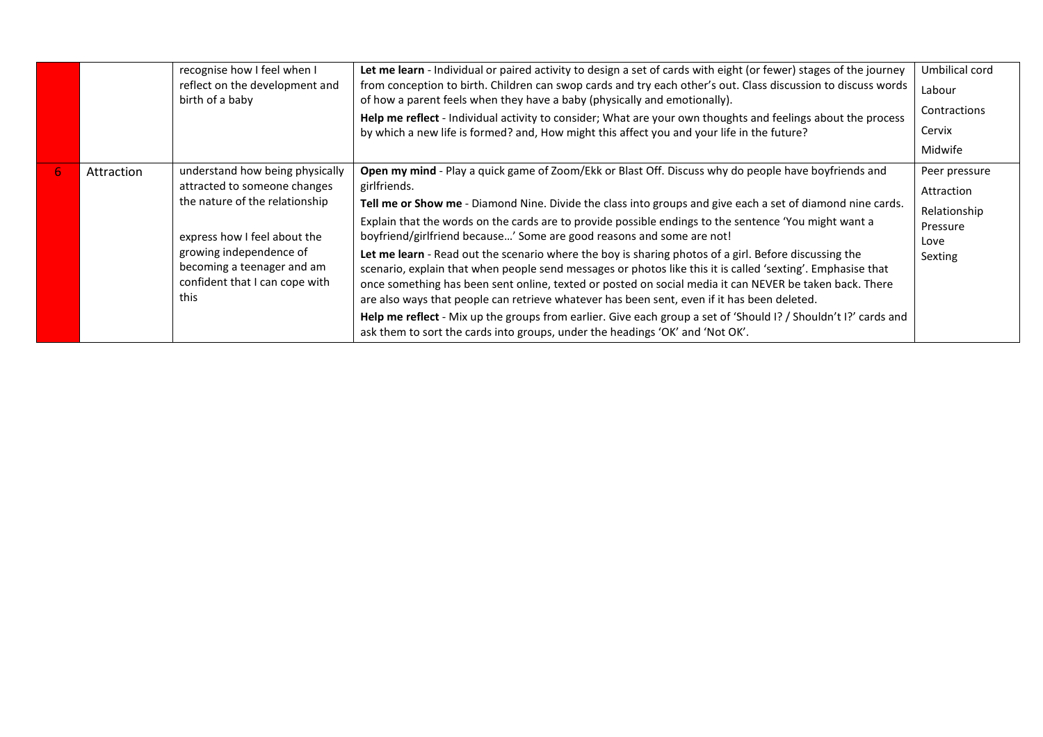| | | | | |
|---|---|---|---|---|
| | | recognise how I feel when I reflect on the development and birth of a baby | **Let me learn** - Individual or paired activity to design a set of cards with eight (or fewer) stages of the journey from conception to birth. Children can swop cards and try each other's out. Class discussion to discuss words of how a parent feels when they have a baby (physically and emotionally).<br>**Help me reflect** - Individual activity to consider; What are your own thoughts and feelings about the process by which a new life is formed? and, How might this affect you and your life in the future? | Umbilical cord<br>Labour<br>Contractions<br>Cervix<br>Midwife |
| 6 | Attraction | understand how being physically attracted to someone changes the nature of the relationship<br><br>express how I feel about the growing independence of becoming a teenager and am confident that I can cope with this | **Open my mind** - Play a quick game of Zoom/Ekk or Blast Off. Discuss why do people have boyfriends and girlfriends.<br>**Tell me or Show me** - Diamond Nine. Divide the class into groups and give each a set of diamond nine cards. Explain that the words on the cards are to provide possible endings to the sentence 'You might want a boyfriend/girlfriend because…' Some are good reasons and some are not!<br>**Let me learn** - Read out the scenario where the boy is sharing photos of a girl. Before discussing the scenario, explain that when people send messages or photos like this it is called 'sexting'. Emphasise that once something has been sent online, texted or posted on social media it can NEVER be taken back. There are also ways that people can retrieve whatever has been sent, even if it has been deleted.<br>**Help me reflect** - Mix up the groups from earlier. Give each group a set of 'Should I? / Shouldn't I?' cards and ask them to sort the cards into groups, under the headings 'OK' and 'Not OK'. | Peer pressure<br>Attraction<br>Relationship<br>Pressure<br>Love<br>Sexting |